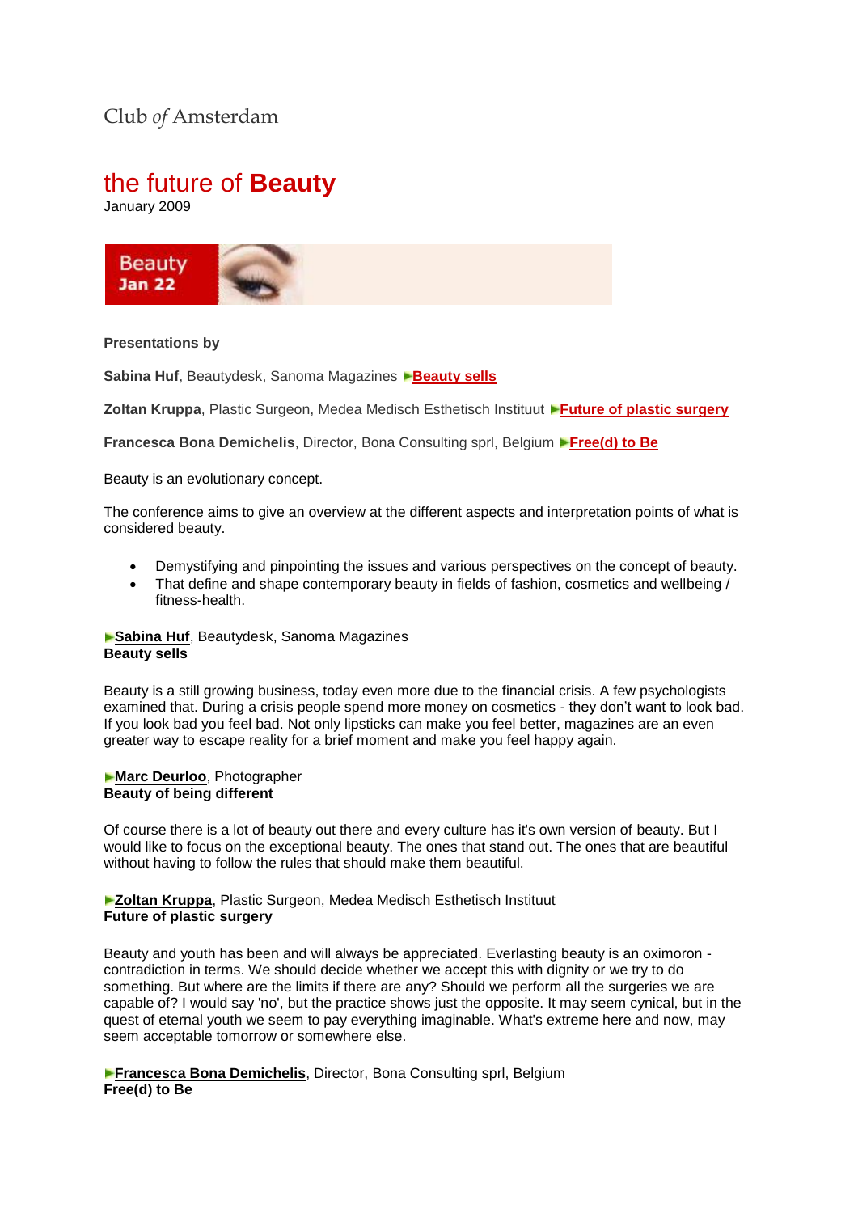Club *of* Amsterdam

# the future of **Beauty**

January 2009

**Presentations by**

**Sabina Huf**, Beautydesk, Sanoma Magazines ►**Beauty sells**

**Zoltan Kruppa**, Plastic Surgeon, Medea Medisch Esthetisch Instituut ►**Future of plastic surgery**

**Francesca Bona Demichelis**, Director, Bona Consulting sprl, Belgium ►**Free(d) to Be**

Beauty is an evolutionary concept.

The conference aims to give an overview at the different aspects and interpretation points of what is considered beauty.

- Demystifying and pinpointing the issues and various perspectives on the concept of beauty.
- That define and shape contemporary beauty in fields of fashion, cosmetics and wellbeing / fitness-health.

►**Sabina Huf**, Beautydesk, Sanoma Magazines
**Beauty sells**

Beauty is a still growing business, today even more due to the financial crisis. A few psychologists examined that. During a crisis people spend more money on cosmetics - they don't want to look bad. If you look bad you feel bad. Not only lipsticks can make you feel better, magazines are an even greater way to escape reality for a brief moment and make you feel happy again.

►**Marc Deurloo**, Photographer
**Beauty of being different**

Of course there is a lot of beauty out there and every culture has it's own version of beauty. But I would like to focus on the exceptional beauty. The ones that stand out. The ones that are beautiful without having to follow the rules that should make them beautiful.

►**Zoltan Kruppa**, Plastic Surgeon, Medea Medisch Esthetisch Instituut
**Future of plastic surgery**

Beauty and youth has been and will always be appreciated. Everlasting beauty is an oximoron - contradiction in terms. We should decide whether we accept this with dignity or we try to do something. But where are the limits if there are any? Should we perform all the surgeries we are capable of? I would say 'no', but the practice shows just the opposite. It may seem cynical, but in the quest of eternal youth we seem to pay everything imaginable. What's extreme here and now, may seem acceptable tomorrow or somewhere else.

►**Francesca Bona Demichelis**, Director, Bona Consulting sprl, Belgium
**Free(d) to Be**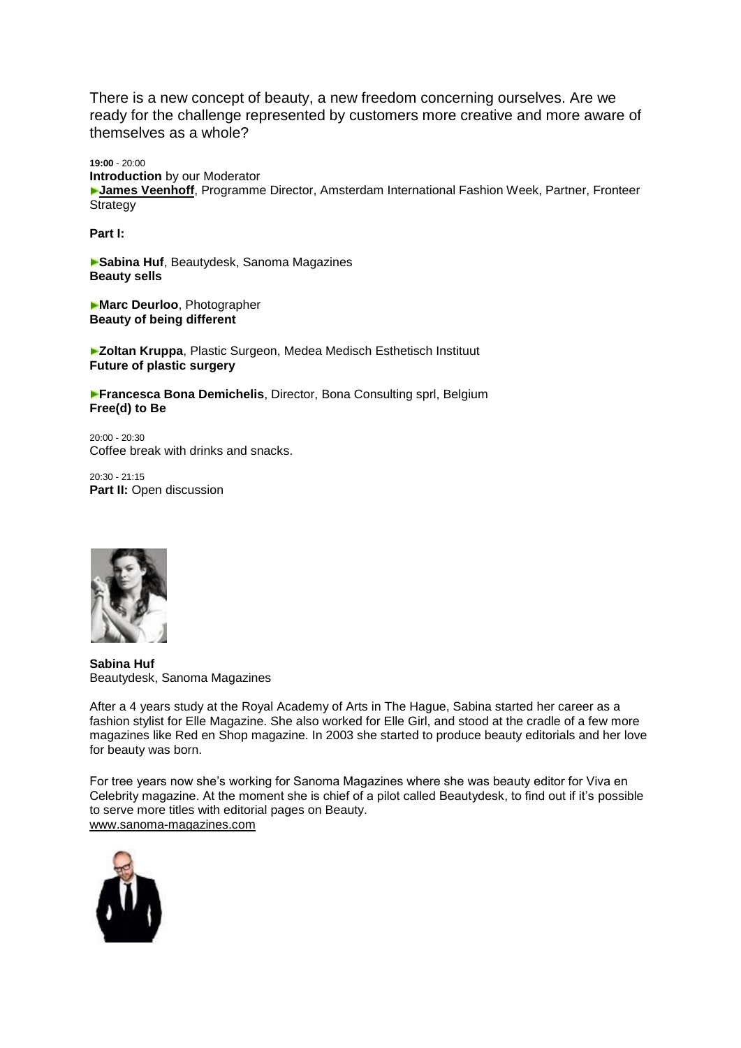There is a new concept of beauty, a new freedom concerning ourselves. Are we ready for the challenge represented by customers more creative and more aware of themselves as a whole?

**19:00** - 20:00
**Introduction** by our Moderator
▶**James Veenhoff**, Programme Director, Amsterdam International Fashion Week, Partner, Fronteer Strategy

**Part I:**

▶**Sabina Huf**, Beautydesk, Sanoma Magazines
**Beauty sells**

▶**Marc Deurloo**, Photographer
**Beauty of being different**

▶**Zoltan Kruppa**, Plastic Surgeon, Medea Medisch Esthetisch Instituut
**Future of plastic surgery**

▶**Francesca Bona Demichelis**, Director, Bona Consulting sprl, Belgium
**Free(d) to Be**

20:00 - 20:30
Coffee break with drinks and snacks.

20:30 - 21:15
**Part II:** Open discussion

**Sabina Huf**
Beautydesk, Sanoma Magazines

After a 4 years study at the Royal Academy of Arts in The Hague, Sabina started her career as a fashion stylist for Elle Magazine. She also worked for Elle Girl, and stood at the cradle of a few more magazines like Red en Shop magazine. In 2003 she started to produce beauty editorials and her love for beauty was born.

For tree years now she's working for Sanoma Magazines where she was beauty editor for Viva en Celebrity magazine. At the moment she is chief of a pilot called Beautydesk, to find out if it's possible to serve more titles with editorial pages on Beauty.
www.sanoma-magazines.com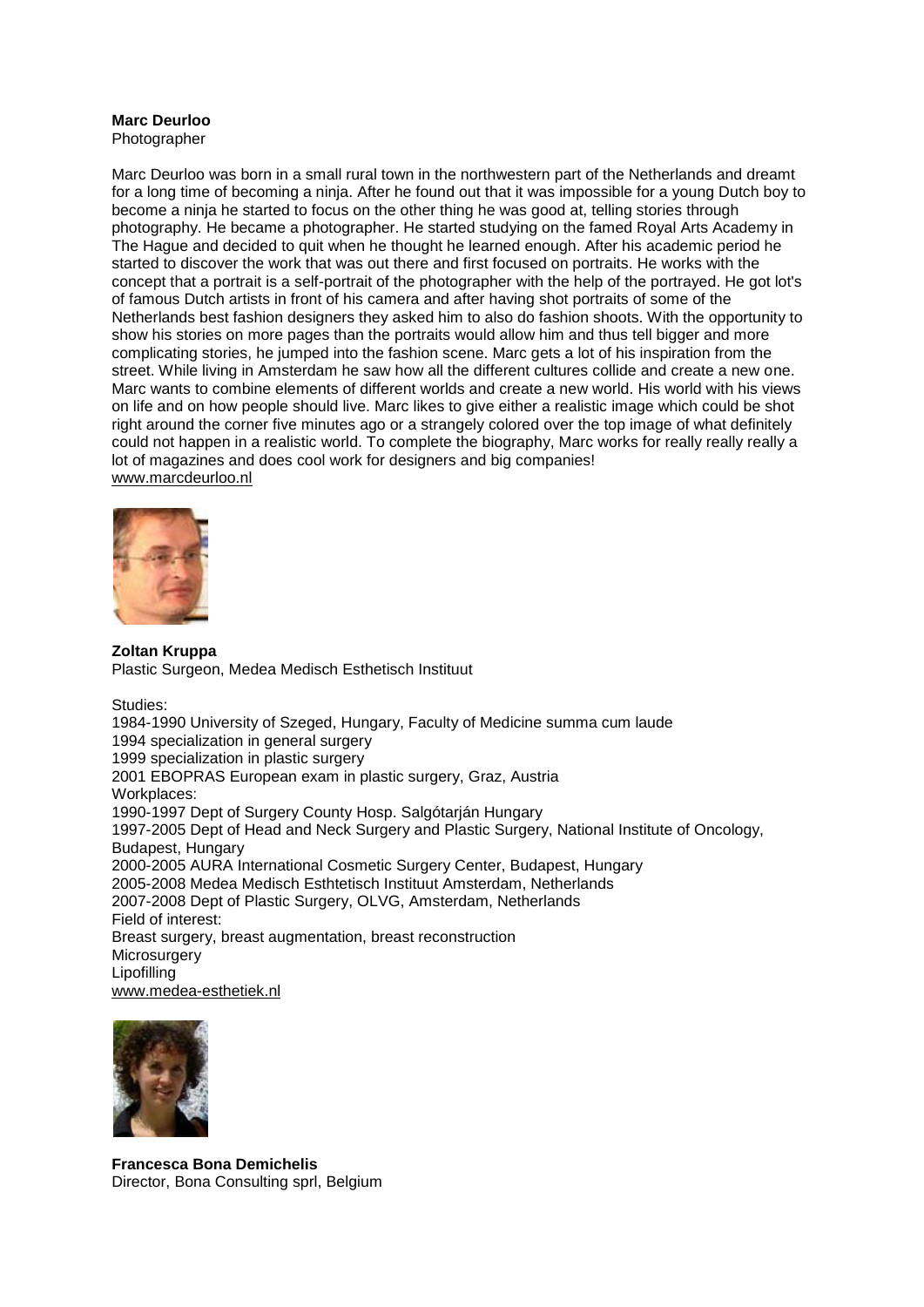**Marc Deurloo**
Photographer

Marc Deurloo was born in a small rural town in the northwestern part of the Netherlands and dreamt for a long time of becoming a ninja. After he found out that it was impossible for a young Dutch boy to become a ninja he started to focus on the other thing he was good at, telling stories through photography. He became a photographer. He started studying on the famed Royal Arts Academy in The Hague and decided to quit when he thought he learned enough. After his academic period he started to discover the work that was out there and first focused on portraits. He works with the concept that a portrait is a self-portrait of the photographer with the help of the portrayed. He got lot's of famous Dutch artists in front of his camera and after having shot portraits of some of the Netherlands best fashion designers they asked him to also do fashion shoots. With the opportunity to show his stories on more pages than the portraits would allow him and thus tell bigger and more complicating stories, he jumped into the fashion scene. Marc gets a lot of his inspiration from the street. While living in Amsterdam he saw how all the different cultures collide and create a new one. Marc wants to combine elements of different worlds and create a new world. His world with his views on life and on how people should live. Marc likes to give either a realistic image which could be shot right around the corner five minutes ago or a strangely colored over the top image of what definitely could not happen in a realistic world. To complete the biography, Marc works for really really really a lot of magazines and does cool work for designers and big companies!
www.marcdeurloo.nl

**Zoltan Kruppa**
Plastic Surgeon, Medea Medisch Esthetisch Instituut

Studies:
1984-1990 University of Szeged, Hungary, Faculty of Medicine summa cum laude
1994 specialization in general surgery
1999 specialization in plastic surgery
2001 EBOPRAS European exam in plastic surgery, Graz, Austria
Workplaces:
1990-1997 Dept of Surgery County Hosp. Salgótarján Hungary
1997-2005 Dept of Head and Neck Surgery and Plastic Surgery, National Institute of Oncology, Budapest, Hungary
2000-2005 AURA International Cosmetic Surgery Center, Budapest, Hungary
2005-2008 Medea Medisch Esthtetisch Instituut Amsterdam, Netherlands
2007-2008 Dept of Plastic Surgery, OLVG, Amsterdam, Netherlands
Field of interest:
Breast surgery, breast augmentation, breast reconstruction
Microsurgery
Lipofilling
www.medea-esthetiek.nl

**Francesca Bona Demichelis**
Director, Bona Consulting sprl, Belgium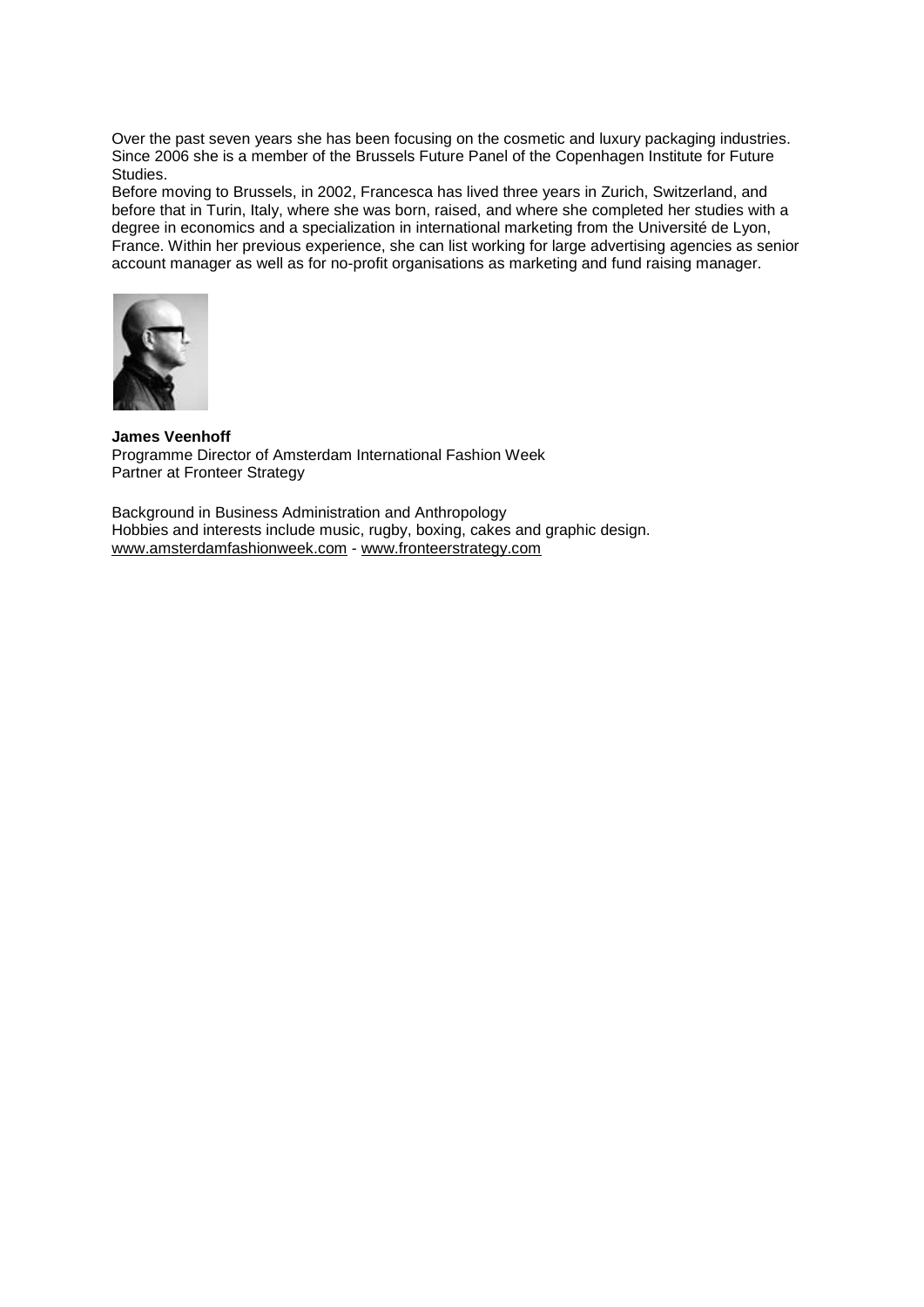Over the past seven years she has been focusing on the cosmetic and luxury packaging industries. Since 2006 she is a member of the Brussels Future Panel of the Copenhagen Institute for Future Studies.
Before moving to Brussels, in 2002, Francesca has lived three years in Zurich, Switzerland, and before that in Turin, Italy, where she was born, raised, and where she completed her studies with a degree in economics and a specialization in international marketing from the Université de Lyon, France. Within her previous experience, she can list working for large advertising agencies as senior account manager as well as for no-profit organisations as marketing and fund raising manager.

**James Veenhoff**
Programme Director of Amsterdam International Fashion Week
Partner at Fronteer Strategy

Background in Business Administration and Anthropology
Hobbies and interests include music, rugby, boxing, cakes and graphic design.
www.amsterdamfashionweek.com - www.fronteerstrategy.com